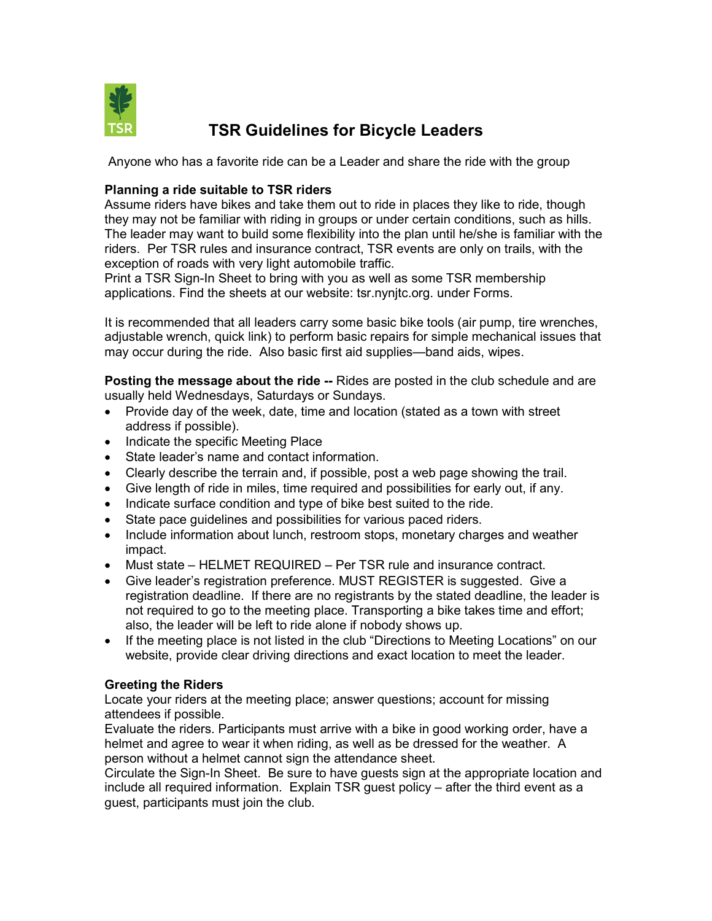# TSR Guidelines for Bicycle Leaders

Anyone who has a favorite ride can be a Leader and share the ride with the group

**Planning a ride suitable to TSR riders**

Assume riders have bikes and take them out to ride in places they like to ride, though they may not be familiar with riding in groups or under certain conditions, such as hills. The leader may want to build some flexibility into the plan until he/she is familiar with the riders. Per TSR rules and insurance contract, TSR events are only on trails, with the exception of roads with very light automobile traffic.

Print a TSR Sign-In Sheet to bring with you as well as some TSR membership applications. Find the sheets at our website: tsr.nynjtc.org. under Forms.

It is recommended that all leaders carry some basic bike tools (air pump, tire wrenches, adjustable wrench, quick link) to perform basic repairs for simple mechanical issues that may occur during the ride. Also basic first aid supplies—band aids, wipes.

**Posting the message about the ride --** Rides are posted in the club schedule and are usually held Wednesdays, Saturdays or Sundays.

- Provide day of the week, date, time and location (stated as a town with street address if possible).
- Indicate the specific Meeting Place
- State leader's name and contact information.
- Clearly describe the terrain and, if possible, post a web page showing the trail.
- Give length of ride in miles, time required and possibilities for early out, if any.
- Indicate surface condition and type of bike best suited to the ride.
- State pace guidelines and possibilities for various paced riders.
- Include information about lunch, restroom stops, monetary charges and weather impact.
- Must state – HELMET REQUIRED – Per TSR rule and insurance contract.
- Give leader's registration preference. MUST REGISTER is suggested. Give a registration deadline. If there are no registrants by the stated deadline, the leader is not required to go to the meeting place. Transporting a bike takes time and effort; also, the leader will be left to ride alone if nobody shows up.
- If the meeting place is not listed in the club "Directions to Meeting Locations" on our website, provide clear driving directions and exact location to meet the leader.

**Greeting the Riders**

Locate your riders at the meeting place; answer questions; account for missing attendees if possible.

Evaluate the riders. Participants must arrive with a bike in good working order, have a helmet and agree to wear it when riding, as well as be dressed for the weather. A person without a helmet cannot sign the attendance sheet.

Circulate the Sign-In Sheet. Be sure to have guests sign at the appropriate location and include all required information. Explain TSR guest policy – after the third event as a guest, participants must join the club.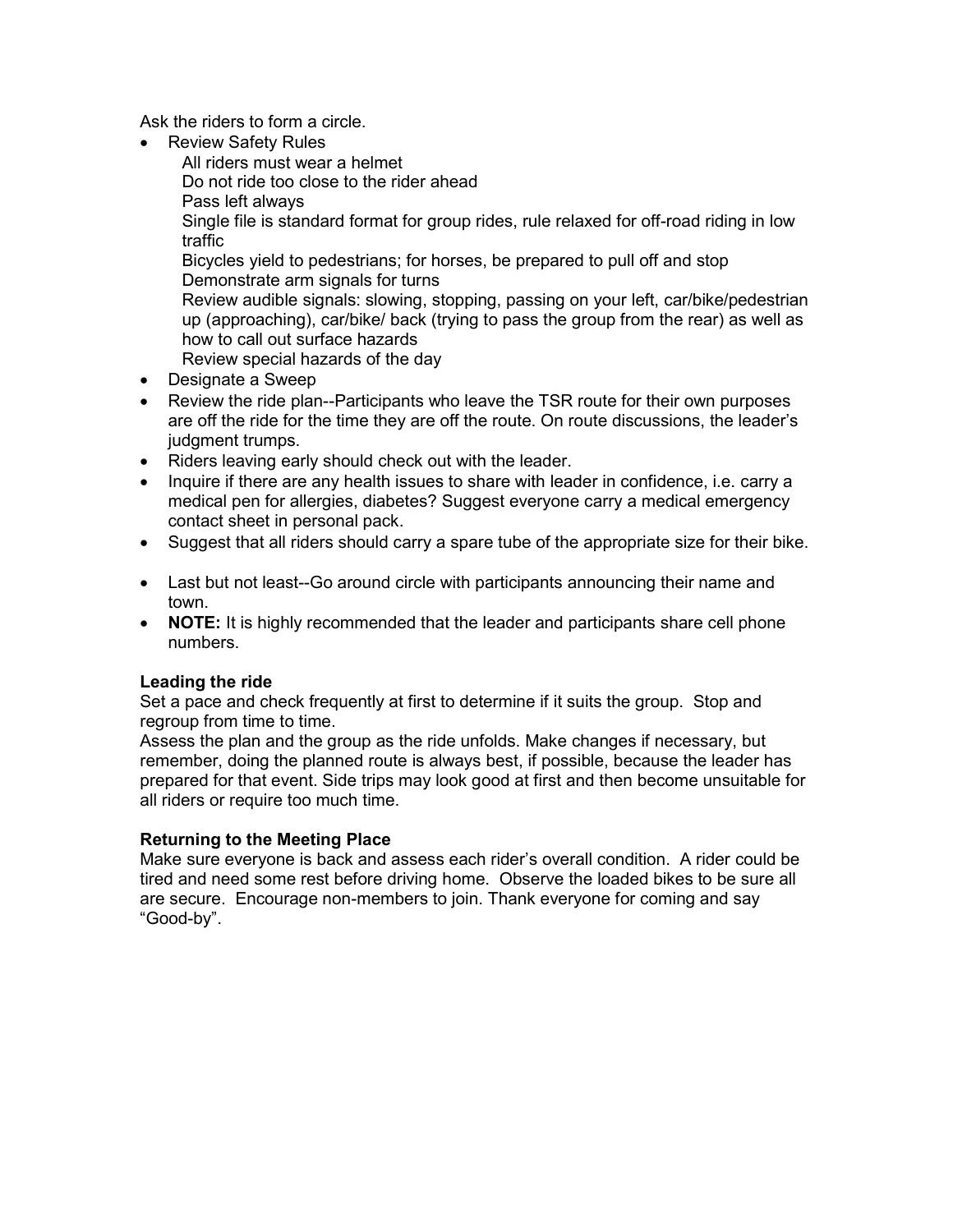Ask the riders to form a circle.

- Review Safety Rules
  - All riders must wear a helmet
  - Do not ride too close to the rider ahead
  - Pass left always
  - Single file is standard format for group rides, rule relaxed for off-road riding in low traffic
  - Bicycles yield to pedestrians; for horses, be prepared to pull off and stop
  - Demonstrate arm signals for turns
  - Review audible signals: slowing, stopping, passing on your left, car/bike/pedestrian up (approaching), car/bike/ back (trying to pass the group from the rear) as well as how to call out surface hazards
  - Review special hazards of the day
- Designate a Sweep
- Review the ride plan--Participants who leave the TSR route for their own purposes are off the ride for the time they are off the route. On route discussions, the leader's judgment trumps.
- Riders leaving early should check out with the leader.
- Inquire if there are any health issues to share with leader in confidence, i.e. carry a medical pen for allergies, diabetes? Suggest everyone carry a medical emergency contact sheet in personal pack.
- Suggest that all riders should carry a spare tube of the appropriate size for their bike.
- Last but not least--Go around circle with participants announcing their name and town.
- **NOTE:** It is highly recommended that the leader and participants share cell phone numbers.

**Leading the ride**

Set a pace and check frequently at first to determine if it suits the group. Stop and regroup from time to time.

Assess the plan and the group as the ride unfolds. Make changes if necessary, but remember, doing the planned route is always best, if possible, because the leader has prepared for that event. Side trips may look good at first and then become unsuitable for all riders or require too much time.

**Returning to the Meeting Place**

Make sure everyone is back and assess each rider's overall condition. A rider could be tired and need some rest before driving home. Observe the loaded bikes to be sure all are secure. Encourage non-members to join. Thank everyone for coming and say "Good-by".